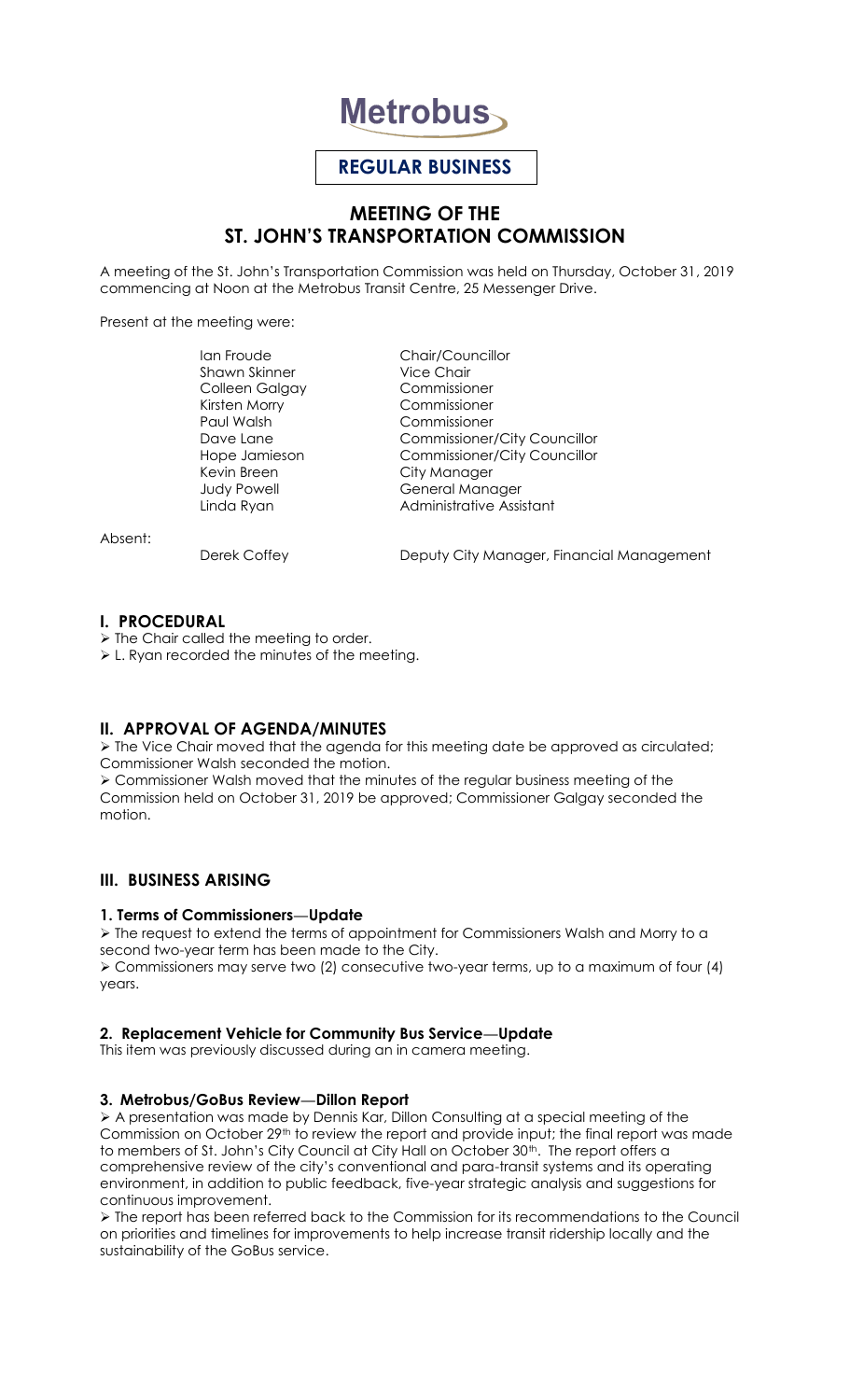# Metrobus

**REGULAR BUSINESS**

## MEETING OF THE ST. JOHN'S TRANSPORTATION COMMISSION

A meeting of the St. John's Transportation Commission was held on Thursday, October 31, 2019 commencing at Noon at the Metrobus Transit Centre, 25 Messenger Drive.

Present at the meeting were:

| | |
|---|---|
| Ian Froude | Chair/Councillor |
| Shawn Skinner | Vice Chair |
| Colleen Galgay | Commissioner |
| Kirsten Morry | Commissioner |
| Paul Walsh | Commissioner |
| Dave Lane | Commissioner/City Councillor |
| Hope Jamieson | Commissioner/City Councillor |
| Kevin Breen | City Manager |
| Judy Powell | General Manager |
| Linda Ryan | Administrative Assistant |

Absent:

| | |
|---|---|
| Derek Coffey | Deputy City Manager, Financial Management |

### I. PROCEDURAL

- The Chair called the meeting to order.
- L. Ryan recorded the minutes of the meeting.

### II. APPROVAL OF AGENDA/MINUTES

- The Vice Chair moved that the agenda for this meeting date be approved as circulated; Commissioner Walsh seconded the motion.
- Commissioner Walsh moved that the minutes of the regular business meeting of the Commission held on October 31, 2019 be approved; Commissioner Galgay seconded the motion.

### III. BUSINESS ARISING

#### 1. Terms of Commissioners—Update

- The request to extend the terms of appointment for Commissioners Walsh and Morry to a second two-year term has been made to the City.
- Commissioners may serve two (2) consecutive two-year terms, up to a maximum of four (4) years.

#### 2. Replacement Vehicle for Community Bus Service—Update

This item was previously discussed during an in camera meeting.

#### 3. Metrobus/GoBus Review—Dillon Report

- A presentation was made by Dennis Kar, Dillon Consulting at a special meeting of the Commission on October 29th to review the report and provide input; the final report was made to members of St. John's City Council at City Hall on October 30th. The report offers a comprehensive review of the city's conventional and para-transit systems and its operating environment, in addition to public feedback, five-year strategic analysis and suggestions for continuous improvement.
- The report has been referred back to the Commission for its recommendations to the Council on priorities and timelines for improvements to help increase transit ridership locally and the sustainability of the GoBus service.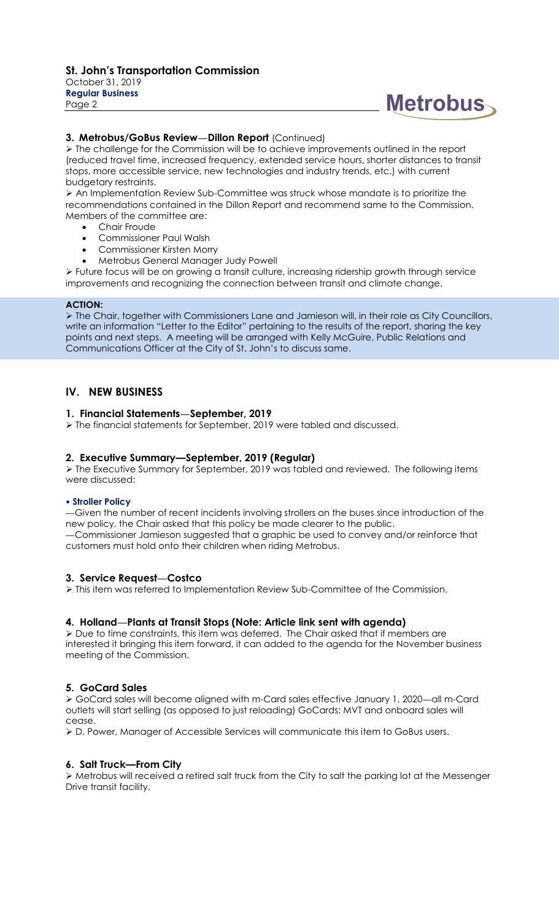### 3. Metrobus/GoBus Review—Dillon Report (Continued)

➢ The challenge for the Commission will be to achieve improvements outlined in the report (reduced travel time, increased frequency, extended service hours, shorter distances to transit stops, more accessible service, new technologies and industry trends, etc.) with current budgetary restraints.

➢ An Implementation Review Sub-Committee was struck whose mandate is to prioritize the recommendations contained in the Dillon Report and recommend same to the Commission. Members of the committee are:

- Chair Froude
- Commissioner Paul Walsh
- Commissioner Kirsten Morry
- Metrobus General Manager Judy Powell

➢ Future focus will be on growing a transit culture, increasing ridership growth through service improvements and recognizing the connection between transit and climate change.

**ACTION:**

➢ The Chair, together with Commissioners Lane and Jamieson will, in their role as City Councillors, write an information "Letter to the Editor" pertaining to the results of the report, sharing the key points and next steps. A meeting will be arranged with Kelly McGuire, Public Relations and Communications Officer at the City of St. John's to discuss same.

## IV. NEW BUSINESS

### 1. Financial Statements—September, 2019

➢ The financial statements for September, 2019 were tabled and discussed.

### 2. Executive Summary—September, 2019 (Regular)

➢ The Executive Summary for September, 2019 was tabled and reviewed. The following items were discussed:

**• Stroller Policy**

—Given the number of recent incidents involving strollers on the buses since introduction of the new policy, the Chair asked that this policy be made clearer to the public.

—Commissioner Jamieson suggested that a graphic be used to convey and/or reinforce that customers must hold onto their children when riding Metrobus.

### 3. Service Request—Costco

➢ This item was referred to Implementation Review Sub-Committee of the Commission.

### 4. Holland—Plants at Transit Stops (Note: Article link sent with agenda)

➢ Due to time constraints, this item was deferred. The Chair asked that if members are interested it bringing this item forward, it can added to the agenda for the November business meeting of the Commission.

### 5. GoCard Sales

➢ GoCard sales will become aligned with m-Card sales effective January 1, 2020—all m-Card outlets will start selling (as opposed to just reloading) GoCards; MVT and onboard sales will cease.

➢ D. Power, Manager of Accessible Services will communicate this item to GoBus users.

### 6. Salt Truck—From City

➢ Metrobus will received a retired salt truck from the City to salt the parking lot at the Messenger Drive transit facility.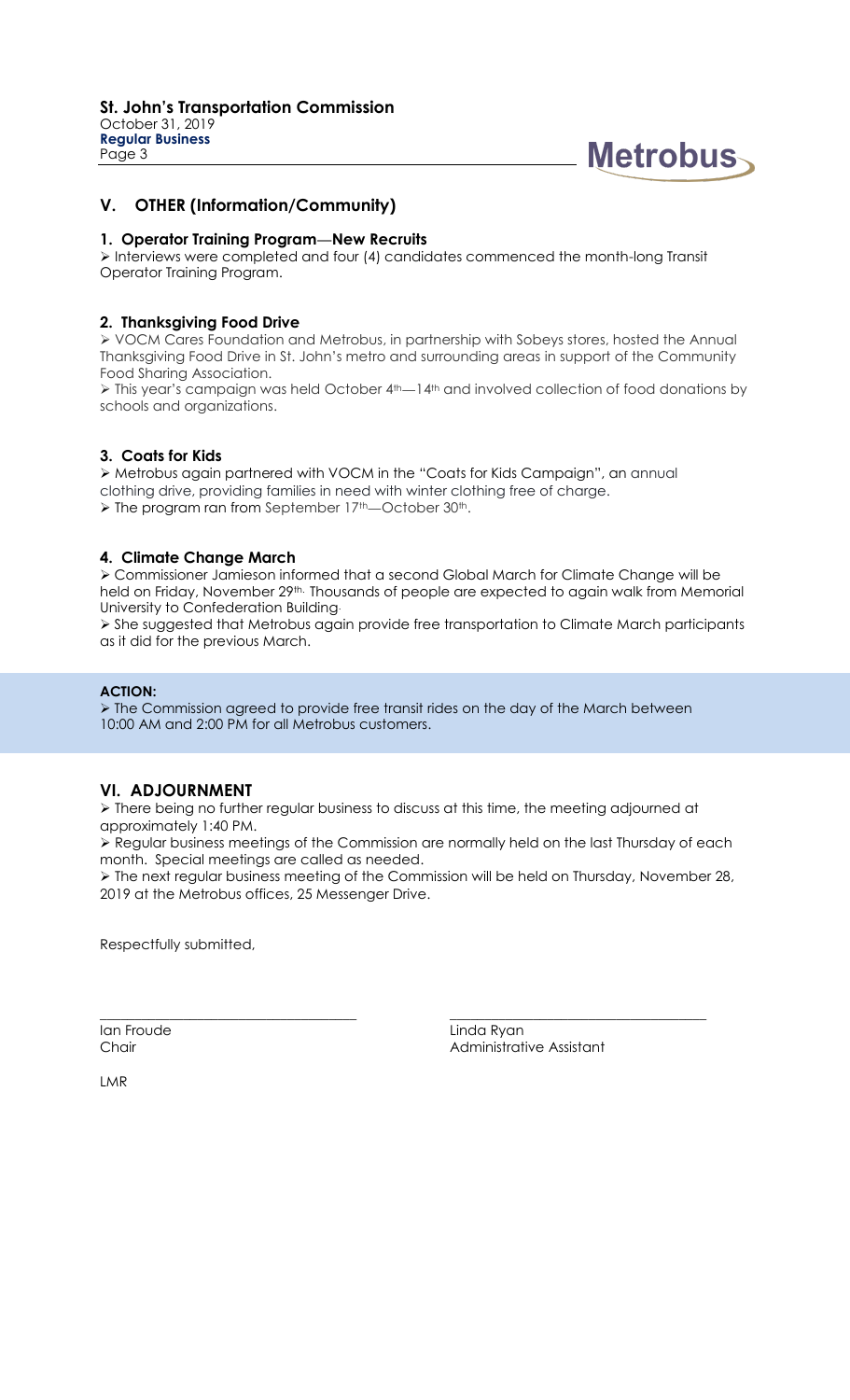## V. OTHER (Information/Community)

### 1. Operator Training Program—New Recruits

➢ Interviews were completed and four (4) candidates commenced the month-long Transit Operator Training Program.

### 2. Thanksgiving Food Drive

➢ VOCM Cares Foundation and Metrobus, in partnership with Sobeys stores, hosted the Annual Thanksgiving Food Drive in St. John's metro and surrounding areas in support of the Community Food Sharing Association.

➢ This year's campaign was held October 4th—14th and involved collection of food donations by schools and organizations.

### 3. Coats for Kids

➢ Metrobus again partnered with VOCM in the "Coats for Kids Campaign", an annual clothing drive, providing families in need with winter clothing free of charge.

➢ The program ran from September 17th—October 30th.

### 4. Climate Change March

➢ Commissioner Jamieson informed that a second Global March for Climate Change will be held on Friday, November 29th. Thousands of people are expected to again walk from Memorial University to Confederation Building.

➢ She suggested that Metrobus again provide free transportation to Climate March participants as it did for the previous March.

**ACTION:**

➢ The Commission agreed to provide free transit rides on the day of the March between 10:00 AM and 2:00 PM for all Metrobus customers.

## VI. ADJOURNMENT

➢ There being no further regular business to discuss at this time, the meeting adjourned at approximately 1:40 PM.

➢ Regular business meetings of the Commission are normally held on the last Thursday of each month. Special meetings are called as needed.

➢ The next regular business meeting of the Commission will be held on Thursday, November 28, 2019 at the Metrobus offices, 25 Messenger Drive.

Respectfully submitted,

\_\_\_\_\_\_\_\_\_\_\_\_\_\_\_\_\_\_\_\_\_\_\_\_\_\_\_\_\_\_\_\_\_\_
Ian Froude
Chair

\_\_\_\_\_\_\_\_\_\_\_\_\_\_\_\_\_\_\_\_\_\_\_\_\_\_\_\_\_\_\_\_\_\_
Linda Ryan
Administrative Assistant

LMR